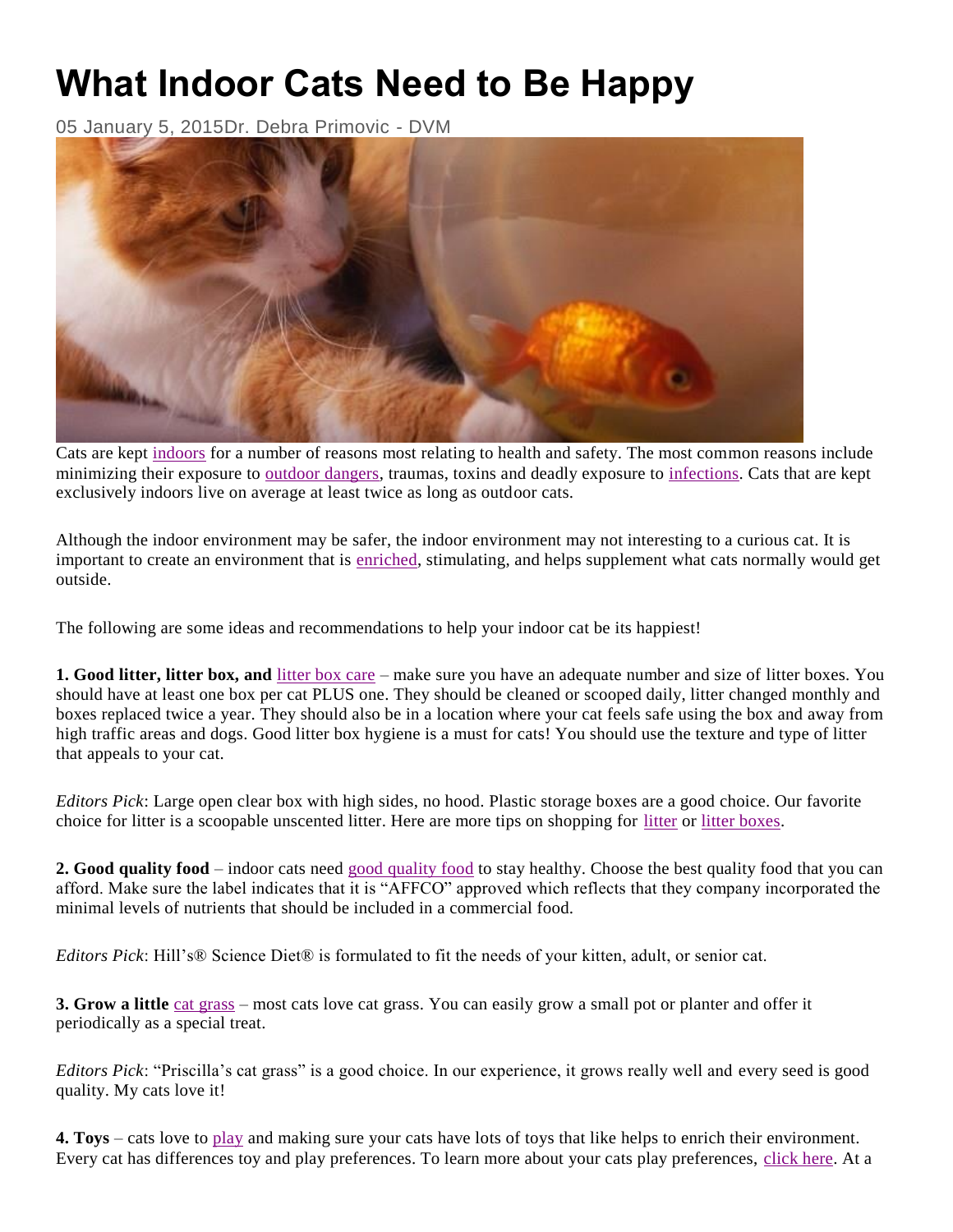# What Indoor Cats Need to Be Happy

05 January 5, 2015Dr. Debra Primovic - DVM

Cats are kept indoors for a number of reasons most relating to health and safety. The most common reasons include minimizing their exposure to outdoor dangers, traumas, toxins and deadly exposure to infections. Cats that are kept exclusively indoors live on average at least twice as long as outdoor cats.

Although the indoor environment may be safer, the indoor environment may not interesting to a curious cat. It is important to create an environment that is enriched, stimulating, and helps supplement what cats normally would get outside.

The following are some ideas and recommendations to help your indoor cat be its happiest!

**1. Good litter, litter box, and** litter box care – make sure you have an adequate number and size of litter boxes. You should have at least one box per cat PLUS one. They should be cleaned or scooped daily, litter changed monthly and boxes replaced twice a year. They should also be in a location where your cat feels safe using the box and away from high traffic areas and dogs. Good litter box hygiene is a must for cats! You should use the texture and type of litter that appeals to your cat.

*Editors Pick*: Large open clear box with high sides, no hood. Plastic storage boxes are a good choice. Our favorite choice for litter is a scoopable unscented litter. Here are more tips on shopping for litter or litter boxes.

**2. Good quality food** – indoor cats need good quality food to stay healthy. Choose the best quality food that you can afford. Make sure the label indicates that it is "AFFCO" approved which reflects that they company incorporated the minimal levels of nutrients that should be included in a commercial food.

*Editors Pick*: Hill's® Science Diet® is formulated to fit the needs of your kitten, adult, or senior cat.

**3. Grow a little** cat grass – most cats love cat grass. You can easily grow a small pot or planter and offer it periodically as a special treat.

*Editors Pick*: "Priscilla's cat grass" is a good choice. In our experience, it grows really well and every seed is good quality. My cats love it!

**4. Toys** – cats love to play and making sure your cats have lots of toys that like helps to enrich their environment. Every cat has differences toy and play preferences. To learn more about your cats play preferences, click here. At a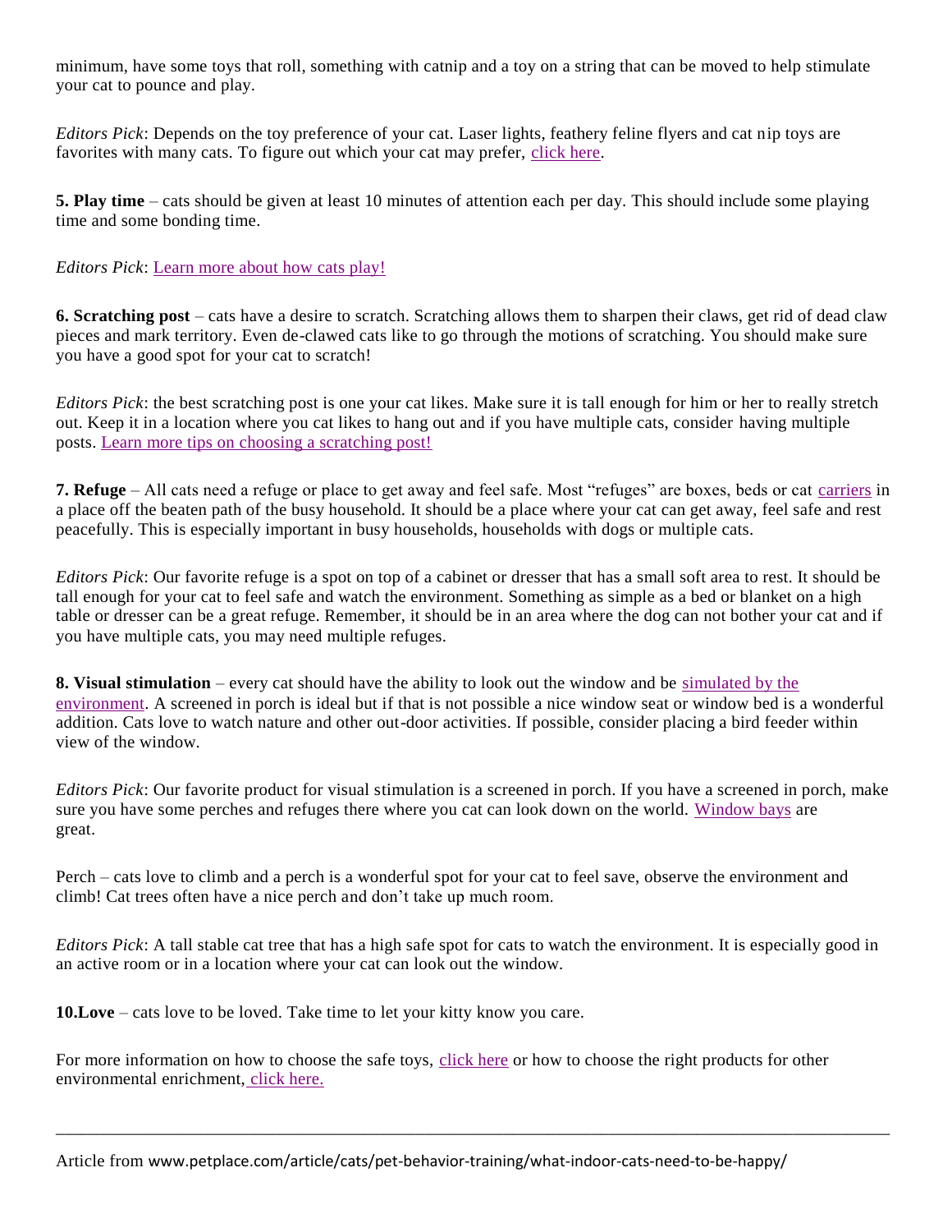minimum, have some toys that roll, something with catnip and a toy on a string that can be moved to help stimulate your cat to pounce and play.

*Editors Pick*: Depends on the toy preference of your cat. Laser lights, feathery feline flyers and cat nip toys are favorites with many cats. To figure out which your cat may prefer, click here.

**5. Play time** – cats should be given at least 10 minutes of attention each per day. This should include some playing time and some bonding time.

*Editors Pick*: Learn more about how cats play!

**6. Scratching post** – cats have a desire to scratch. Scratching allows them to sharpen their claws, get rid of dead claw pieces and mark territory. Even de-clawed cats like to go through the motions of scratching. You should make sure you have a good spot for your cat to scratch!

*Editors Pick*: the best scratching post is one your cat likes. Make sure it is tall enough for him or her to really stretch out. Keep it in a location where you cat likes to hang out and if you have multiple cats, consider having multiple posts. Learn more tips on choosing a scratching post!

**7. Refuge** – All cats need a refuge or place to get away and feel safe. Most "refuges" are boxes, beds or cat carriers in a place off the beaten path of the busy household. It should be a place where your cat can get away, feel safe and rest peacefully. This is especially important in busy households, households with dogs or multiple cats.

*Editors Pick*: Our favorite refuge is a spot on top of a cabinet or dresser that has a small soft area to rest. It should be tall enough for your cat to feel safe and watch the environment. Something as simple as a bed or blanket on a high table or dresser can be a great refuge. Remember, it should be in an area where the dog can not bother your cat and if you have multiple cats, you may need multiple refuges.

**8. Visual stimulation** – every cat should have the ability to look out the window and be simulated by the environment. A screened in porch is ideal but if that is not possible a nice window seat or window bed is a wonderful addition. Cats love to watch nature and other out-door activities. If possible, consider placing a bird feeder within view of the window.

*Editors Pick*: Our favorite product for visual stimulation is a screened in porch. If you have a screened in porch, make sure you have some perches and refuges there where you cat can look down on the world. Window bays are great.

Perch – cats love to climb and a perch is a wonderful spot for your cat to feel save, observe the environment and climb! Cat trees often have a nice perch and don't take up much room.

*Editors Pick*: A tall stable cat tree that has a high safe spot for cats to watch the environment. It is especially good in an active room or in a location where your cat can look out the window.

**10.Love** – cats love to be loved. Take time to let your kitty know you care.

For more information on how to choose the safe toys, click here or how to choose the right products for other environmental enrichment, click here.

---

Article from www.petplace.com/article/cats/pet-behavior-training/what-indoor-cats-need-to-be-happy/